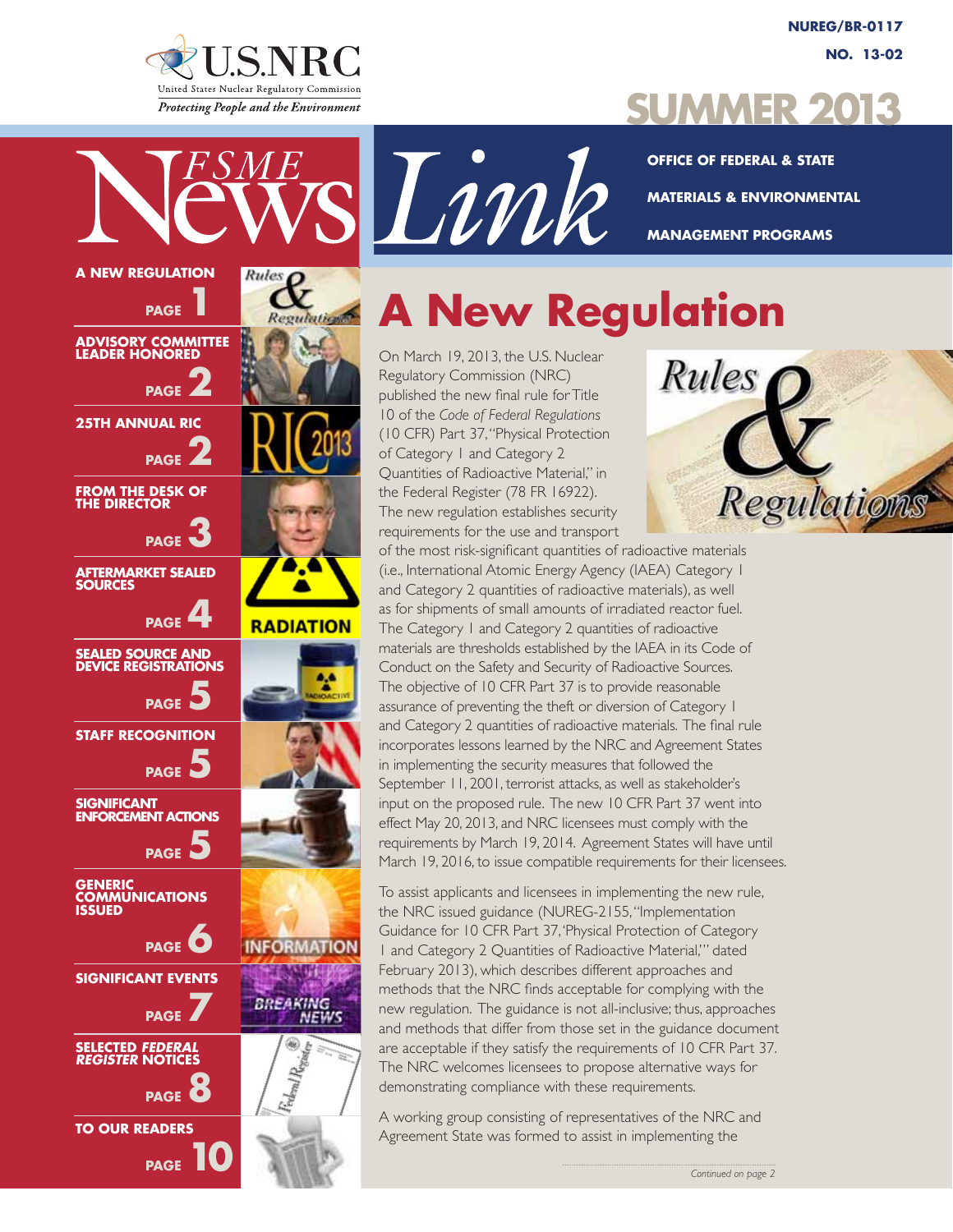NUREG/BR-0117

NO. 13-02

U.S.NRC
United States Nuclear Regulatory Commission
*Protecting People and the Environment*

# SUMMER 2013

# FSME News Link

**OFFICE OF FEDERAL & STATE MATERIALS & ENVIRONMENTAL MANAGEMENT PROGRAMS**

**A NEW REGULATION** — PAGE 1

**ADVISORY COMMITTEE LEADER HONORED** — PAGE 2

**25TH ANNUAL RIC** — PAGE 2

**FROM THE DESK OF THE DIRECTOR** — PAGE 3

**AFTERMARKET SEALED SOURCES** — PAGE 4

**SEALED SOURCE AND DEVICE REGISTRATIONS** — PAGE 5

**STAFF RECOGNITION** — PAGE 5

**SIGNIFICANT ENFORCEMENT ACTIONS** — PAGE 5

**GENERIC COMMUNICATIONS ISSUED** — PAGE 6

**SIGNIFICANT EVENTS** — PAGE 7

**SELECTED *FEDERAL REGISTER* NOTICES** — PAGE 8

**TO OUR READERS** — PAGE 10

## A New Regulation

On March 19, 2013, the U.S. Nuclear Regulatory Commission (NRC) published the new final rule for Title 10 of the *Code of Federal Regulations* (10 CFR) Part 37, "Physical Protection of Category 1 and Category 2 Quantities of Radioactive Material," in the Federal Register (78 FR 16922). The new regulation establishes security requirements for the use and transport of the most risk-significant quantities of radioactive materials (i.e., International Atomic Energy Agency (IAEA) Category 1 and Category 2 quantities of radioactive materials), as well as for shipments of small amounts of irradiated reactor fuel. The Category 1 and Category 2 quantities of radioactive materials are thresholds established by the IAEA in its Code of Conduct on the Safety and Security of Radioactive Sources. The objective of 10 CFR Part 37 is to provide reasonable assurance of preventing the theft or diversion of Category 1 and Category 2 quantities of radioactive materials. The final rule incorporates lessons learned by the NRC and Agreement States in implementing the security measures that followed the September 11, 2001, terrorist attacks, as well as stakeholder's input on the proposed rule. The new 10 CFR Part 37 went into effect May 20, 2013, and NRC licensees must comply with the requirements by March 19, 2014. Agreement States will have until March 19, 2016, to issue compatible requirements for their licensees.

To assist applicants and licensees in implementing the new rule, the NRC issued guidance (NUREG-2155, "Implementation Guidance for 10 CFR Part 37, 'Physical Protection of Category 1 and Category 2 Quantities of Radioactive Material,'" dated February 2013), which describes different approaches and methods that the NRC finds acceptable for complying with the new regulation. The guidance is not all-inclusive; thus, approaches and methods that differ from those set in the guidance document are acceptable if they satisfy the requirements of 10 CFR Part 37. The NRC welcomes licensees to propose alternative ways for demonstrating compliance with these requirements.

A working group consisting of representatives of the NRC and Agreement State was formed to assist in implementing the

*Continued on page 2*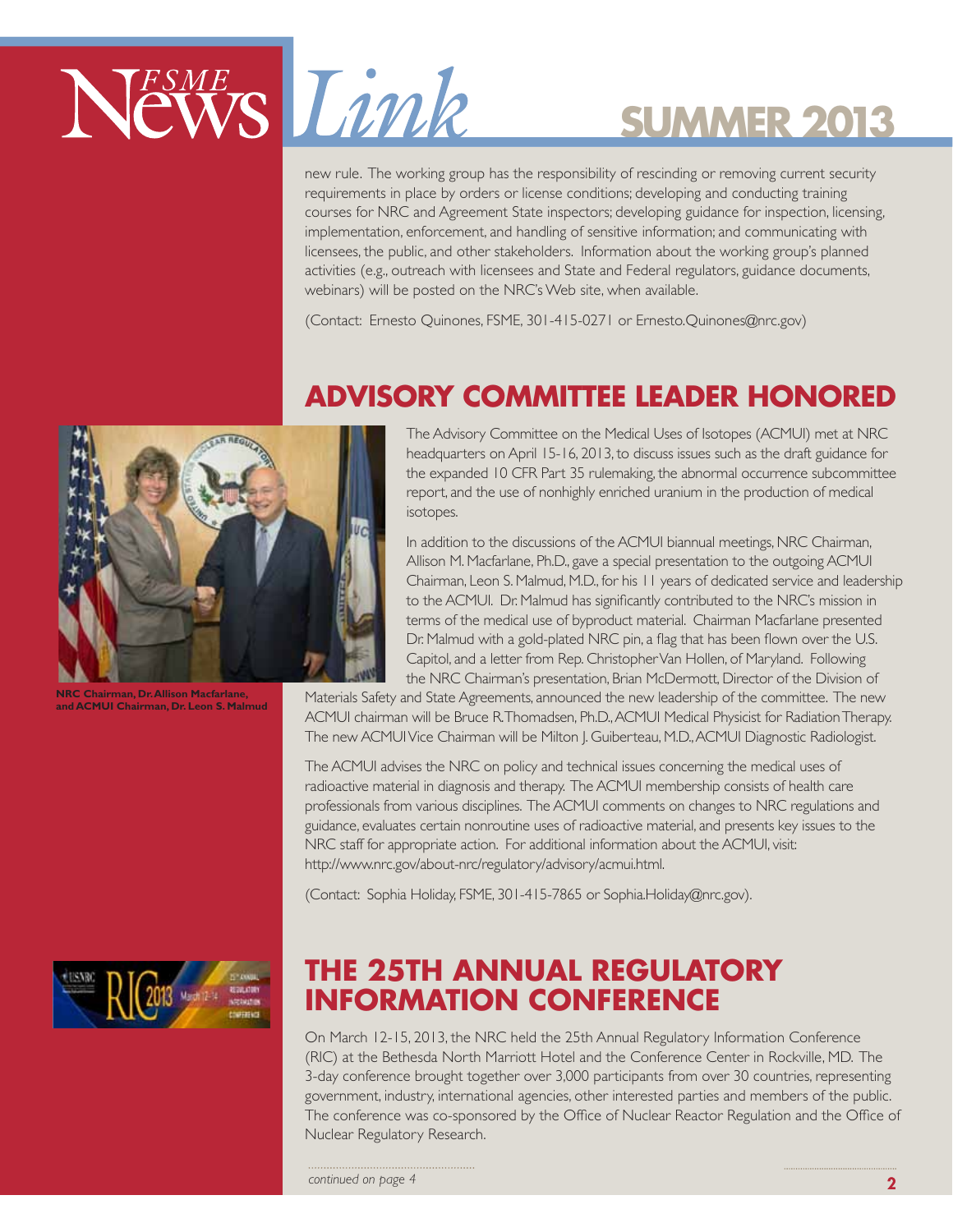new rule. The working group has the responsibility of rescinding or removing current security requirements in place by orders or license conditions; developing and conducting training courses for NRC and Agreement State inspectors; developing guidance for inspection, licensing, implementation, enforcement, and handling of sensitive information; and communicating with licensees, the public, and other stakeholders. Information about the working group's planned activities (e.g., outreach with licensees and State and Federal regulators, guidance documents, webinars) will be posted on the NRC's Web site, when available.

(Contact: Ernesto Quinones, FSME, 301-415-0271 or Ernesto.Quinones@nrc.gov)

## ADVISORY COMMITTEE LEADER HONORED

**NRC Chairman, Dr. Allison Macfarlane, and ACMUI Chairman, Dr. Leon S. Malmud**

The Advisory Committee on the Medical Uses of Isotopes (ACMUI) met at NRC headquarters on April 15-16, 2013, to discuss issues such as the draft guidance for the expanded 10 CFR Part 35 rulemaking, the abnormal occurrence subcommittee report, and the use of nonhighly enriched uranium in the production of medical isotopes.

In addition to the discussions of the ACMUI biannual meetings, NRC Chairman, Allison M. Macfarlane, Ph.D., gave a special presentation to the outgoing ACMUI Chairman, Leon S. Malmud, M.D., for his 11 years of dedicated service and leadership to the ACMUI. Dr. Malmud has significantly contributed to the NRC's mission in terms of the medical use of byproduct material. Chairman Macfarlane presented Dr. Malmud with a gold-plated NRC pin, a flag that has been flown over the U.S. Capitol, and a letter from Rep. Christopher Van Hollen, of Maryland. Following the NRC Chairman's presentation, Brian McDermott, Director of the Division of Materials Safety and State Agreements, announced the new leadership of the committee. The new ACMUI chairman will be Bruce R. Thomadsen, Ph.D., ACMUI Medical Physicist for Radiation Therapy. The new ACMUI Vice Chairman will be Milton J. Guiberteau, M.D., ACMUI Diagnostic Radiologist.

The ACMUI advises the NRC on policy and technical issues concerning the medical uses of radioactive material in diagnosis and therapy. The ACMUI membership consists of health care professionals from various disciplines. The ACMUI comments on changes to NRC regulations and guidance, evaluates certain nonroutine uses of radioactive material, and presents key issues to the NRC staff for appropriate action. For additional information about the ACMUI, visit: http://www.nrc.gov/about-nrc/regulatory/advisory/acmui.html.

(Contact: Sophia Holiday, FSME, 301-415-7865 or Sophia.Holiday@nrc.gov).

## THE 25TH ANNUAL REGULATORY INFORMATION CONFERENCE

On March 12-15, 2013, the NRC held the 25th Annual Regulatory Information Conference (RIC) at the Bethesda North Marriott Hotel and the Conference Center in Rockville, MD. The 3-day conference brought together over 3,000 participants from over 30 countries, representing government, industry, international agencies, other interested parties and members of the public. The conference was co-sponsored by the Office of Nuclear Reactor Regulation and the Office of Nuclear Regulatory Research.

*continued on page 4*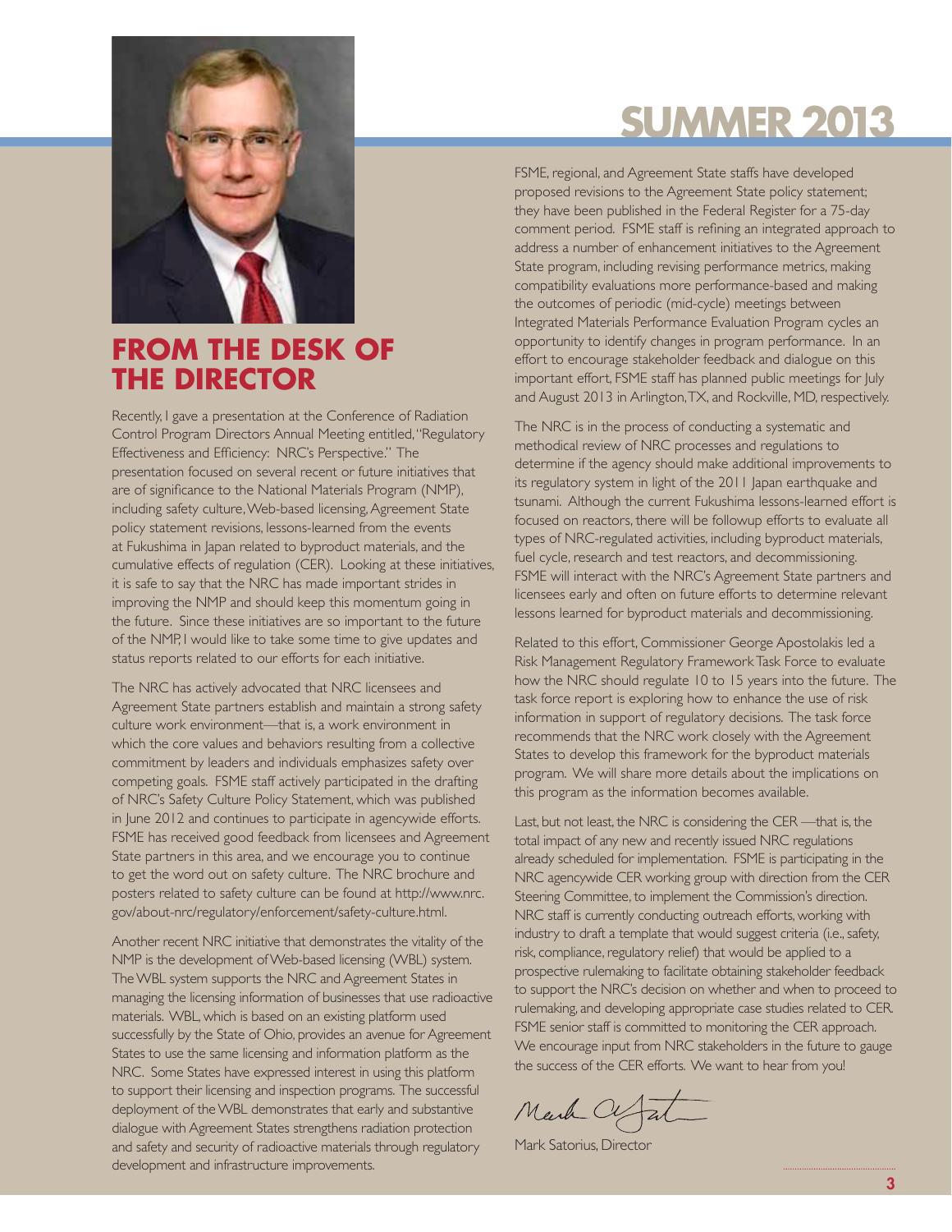# SUMMER 2013

## FROM THE DESK OF THE DIRECTOR

Recently, I gave a presentation at the Conference of Radiation Control Program Directors Annual Meeting entitled, "Regulatory Effectiveness and Efficiency: NRC's Perspective." The presentation focused on several recent or future initiatives that are of significance to the National Materials Program (NMP), including safety culture, Web-based licensing, Agreement State policy statement revisions, lessons-learned from the events at Fukushima in Japan related to byproduct materials, and the cumulative effects of regulation (CER). Looking at these initiatives, it is safe to say that the NRC has made important strides in improving the NMP and should keep this momentum going in the future. Since these initiatives are so important to the future of the NMP, I would like to take some time to give updates and status reports related to our efforts for each initiative.

The NRC has actively advocated that NRC licensees and Agreement State partners establish and maintain a strong safety culture work environment—that is, a work environment in which the core values and behaviors resulting from a collective commitment by leaders and individuals emphasizes safety over competing goals. FSME staff actively participated in the drafting of NRC's Safety Culture Policy Statement, which was published in June 2012 and continues to participate in agencywide efforts. FSME has received good feedback from licensees and Agreement State partners in this area, and we encourage you to continue to get the word out on safety culture. The NRC brochure and posters related to safety culture can be found at http://www.nrc.gov/about-nrc/regulatory/enforcement/safety-culture.html.

Another recent NRC initiative that demonstrates the vitality of the NMP is the development of Web-based licensing (WBL) system. The WBL system supports the NRC and Agreement States in managing the licensing information of businesses that use radioactive materials. WBL, which is based on an existing platform used successfully by the State of Ohio, provides an avenue for Agreement States to use the same licensing and information platform as the NRC. Some States have expressed interest in using this platform to support their licensing and inspection programs. The successful deployment of the WBL demonstrates that early and substantive dialogue with Agreement States strengthens radiation protection and safety and security of radioactive materials through regulatory development and infrastructure improvements.

FSME, regional, and Agreement State staffs have developed proposed revisions to the Agreement State policy statement; they have been published in the Federal Register for a 75-day comment period. FSME staff is refining an integrated approach to address a number of enhancement initiatives to the Agreement State program, including revising performance metrics, making compatibility evaluations more performance-based and making the outcomes of periodic (mid-cycle) meetings between Integrated Materials Performance Evaluation Program cycles an opportunity to identify changes in program performance. In an effort to encourage stakeholder feedback and dialogue on this important effort, FSME staff has planned public meetings for July and August 2013 in Arlington, TX, and Rockville, MD, respectively.

The NRC is in the process of conducting a systematic and methodical review of NRC processes and regulations to determine if the agency should make additional improvements to its regulatory system in light of the 2011 Japan earthquake and tsunami. Although the current Fukushima lessons-learned effort is focused on reactors, there will be followup efforts to evaluate all types of NRC-regulated activities, including byproduct materials, fuel cycle, research and test reactors, and decommissioning. FSME will interact with the NRC's Agreement State partners and licensees early and often on future efforts to determine relevant lessons learned for byproduct materials and decommissioning.

Related to this effort, Commissioner George Apostolakis led a Risk Management Regulatory Framework Task Force to evaluate how the NRC should regulate 10 to 15 years into the future. The task force report is exploring how to enhance the use of risk information in support of regulatory decisions. The task force recommends that the NRC work closely with the Agreement States to develop this framework for the byproduct materials program. We will share more details about the implications on this program as the information becomes available.

Last, but not least, the NRC is considering the CER —that is, the total impact of any new and recently issued NRC regulations already scheduled for implementation. FSME is participating in the NRC agencywide CER working group with direction from the CER Steering Committee, to implement the Commission's direction. NRC staff is currently conducting outreach efforts, working with industry to draft a template that would suggest criteria (i.e., safety, risk, compliance, regulatory relief) that would be applied to a prospective rulemaking to facilitate obtaining stakeholder feedback to support the NRC's decision on whether and when to proceed to rulemaking, and developing appropriate case studies related to CER. FSME senior staff is committed to monitoring the CER approach. We encourage input from NRC stakeholders in the future to gauge the success of the CER efforts. We want to hear from you!

Mark Satorius, Director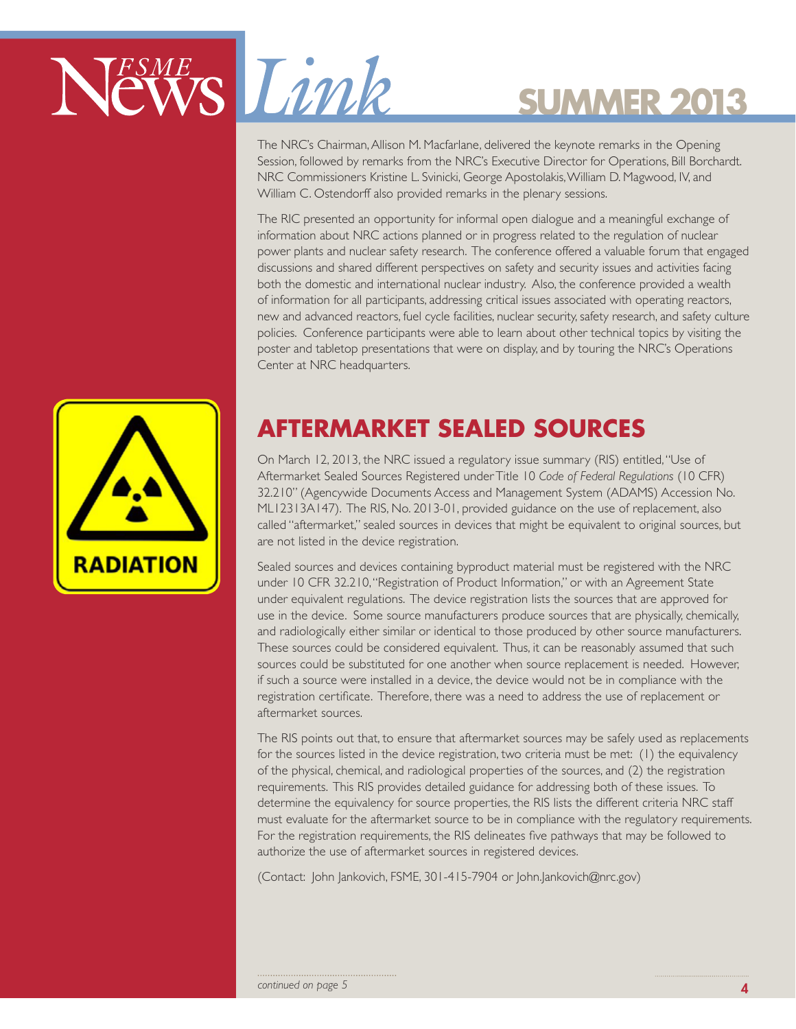The NRC's Chairman, Allison M. Macfarlane, delivered the keynote remarks in the Opening Session, followed by remarks from the NRC's Executive Director for Operations, Bill Borchardt. NRC Commissioners Kristine L. Svinicki, George Apostolakis, William D. Magwood, IV, and William C. Ostendorff also provided remarks in the plenary sessions.

The RIC presented an opportunity for informal open dialogue and a meaningful exchange of information about NRC actions planned or in progress related to the regulation of nuclear power plants and nuclear safety research. The conference offered a valuable forum that engaged discussions and shared different perspectives on safety and security issues and activities facing both the domestic and international nuclear industry. Also, the conference provided a wealth of information for all participants, addressing critical issues associated with operating reactors, new and advanced reactors, fuel cycle facilities, nuclear security, safety research, and safety culture policies. Conference participants were able to learn about other technical topics by visiting the poster and tabletop presentations that were on display, and by touring the NRC's Operations Center at NRC headquarters.

## AFTERMARKET SEALED SOURCES

On March 12, 2013, the NRC issued a regulatory issue summary (RIS) entitled, "Use of Aftermarket Sealed Sources Registered under Title 10 *Code of Federal Regulations* (10 CFR) 32.210" (Agencywide Documents Access and Management System (ADAMS) Accession No. ML12313A147). The RIS, No. 2013-01, provided guidance on the use of replacement, also called "aftermarket," sealed sources in devices that might be equivalent to original sources, but are not listed in the device registration.

Sealed sources and devices containing byproduct material must be registered with the NRC under 10 CFR 32.210, "Registration of Product Information," or with an Agreement State under equivalent regulations. The device registration lists the sources that are approved for use in the device. Some source manufacturers produce sources that are physically, chemically, and radiologically either similar or identical to those produced by other source manufacturers. These sources could be considered equivalent. Thus, it can be reasonably assumed that such sources could be substituted for one another when source replacement is needed. However, if such a source were installed in a device, the device would not be in compliance with the registration certificate. Therefore, there was a need to address the use of replacement or aftermarket sources.

The RIS points out that, to ensure that aftermarket sources may be safely used as replacements for the sources listed in the device registration, two criteria must be met: (1) the equivalency of the physical, chemical, and radiological properties of the sources, and (2) the registration requirements. This RIS provides detailed guidance for addressing both of these issues. To determine the equivalency for source properties, the RIS lists the different criteria NRC staff must evaluate for the aftermarket source to be in compliance with the regulatory requirements. For the registration requirements, the RIS delineates five pathways that may be followed to authorize the use of aftermarket sources in registered devices.

(Contact: John Jankovich, FSME, 301-415-7904 or John.Jankovich@nrc.gov)

*continued on page 5*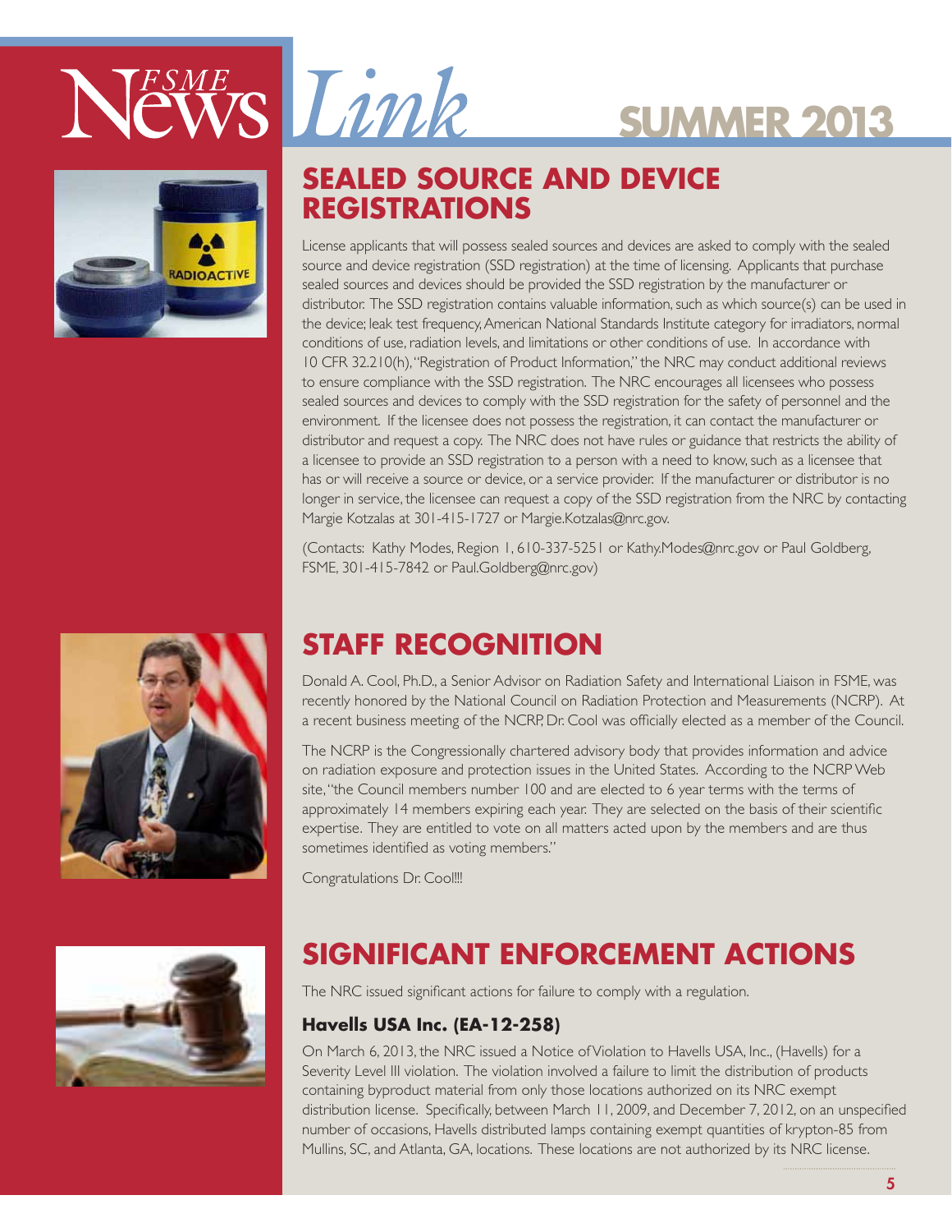# FSME News Link — SUMMER 2013

## SEALED SOURCE AND DEVICE REGISTRATIONS

License applicants that will possess sealed sources and devices are asked to comply with the sealed source and device registration (SSD registration) at the time of licensing. Applicants that purchase sealed sources and devices should be provided the SSD registration by the manufacturer or distributor. The SSD registration contains valuable information, such as which source(s) can be used in the device; leak test frequency, American National Standards Institute category for irradiators, normal conditions of use, radiation levels, and limitations or other conditions of use. In accordance with 10 CFR 32.210(h), "Registration of Product Information," the NRC may conduct additional reviews to ensure compliance with the SSD registration. The NRC encourages all licensees who possess sealed sources and devices to comply with the SSD registration for the safety of personnel and the environment. If the licensee does not possess the registration, it can contact the manufacturer or distributor and request a copy. The NRC does not have rules or guidance that restricts the ability of a licensee to provide an SSD registration to a person with a need to know, such as a licensee that has or will receive a source or device, or a service provider. If the manufacturer or distributor is no longer in service, the licensee can request a copy of the SSD registration from the NRC by contacting Margie Kotzalas at 301-415-1727 or Margie.Kotzalas@nrc.gov.

(Contacts: Kathy Modes, Region 1, 610-337-5251 or Kathy.Modes@nrc.gov or Paul Goldberg, FSME, 301-415-7842 or Paul.Goldberg@nrc.gov)

## STAFF RECOGNITION

Donald A. Cool, Ph.D., a Senior Advisor on Radiation Safety and International Liaison in FSME, was recently honored by the National Council on Radiation Protection and Measurements (NCRP). At a recent business meeting of the NCRP, Dr. Cool was officially elected as a member of the Council.

The NCRP is the Congressionally chartered advisory body that provides information and advice on radiation exposure and protection issues in the United States. According to the NCRP Web site, "the Council members number 100 and are elected to 6 year terms with the terms of approximately 14 members expiring each year. They are selected on the basis of their scientific expertise. They are entitled to vote on all matters acted upon by the members and are thus sometimes identified as voting members."

Congratulations Dr. Cool!!!

## SIGNIFICANT ENFORCEMENT ACTIONS

The NRC issued significant actions for failure to comply with a regulation.

### Havells USA Inc. (EA-12-258)

On March 6, 2013, the NRC issued a Notice of Violation to Havells USA, Inc., (Havells) for a Severity Level III violation. The violation involved a failure to limit the distribution of products containing byproduct material from only those locations authorized on its NRC exempt distribution license. Specifically, between March 11, 2009, and December 7, 2012, on an unspecified number of occasions, Havells distributed lamps containing exempt quantities of krypton-85 from Mullins, SC, and Atlanta, GA, locations. These locations are not authorized by its NRC license.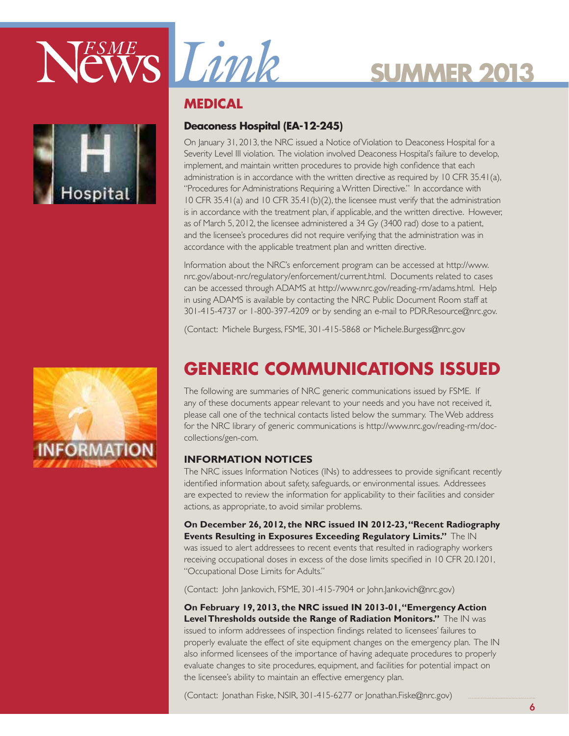## MEDICAL

### Deaconess Hospital (EA-12-245)

On January 31, 2013, the NRC issued a Notice of Violation to Deaconess Hospital for a Severity Level III violation. The violation involved Deaconess Hospital's failure to develop, implement, and maintain written procedures to provide high confidence that each administration is in accordance with the written directive as required by 10 CFR 35.41(a), "Procedures for Administrations Requiring a Written Directive." In accordance with 10 CFR 35.41(a) and 10 CFR 35.41(b)(2), the licensee must verify that the administration is in accordance with the treatment plan, if applicable, and the written directive. However, as of March 5, 2012, the licensee administered a 34 Gy (3400 rad) dose to a patient, and the licensee's procedures did not require verifying that the administration was in accordance with the applicable treatment plan and written directive.

Information about the NRC's enforcement program can be accessed at http://www.nrc.gov/about-nrc/regulatory/enforcement/current.html. Documents related to cases can be accessed through ADAMS at http://www.nrc.gov/reading-rm/adams.html. Help in using ADAMS is available by contacting the NRC Public Document Room staff at 301-415-4737 or 1-800-397-4209 or by sending an e-mail to PDR.Resource@nrc.gov.

(Contact: Michele Burgess, FSME, 301-415-5868 or Michele.Burgess@nrc.gov

# GENERIC COMMUNICATIONS ISSUED

The following are summaries of NRC generic communications issued by FSME. If any of these documents appear relevant to your needs and you have not received it, please call one of the technical contacts listed below the summary. The Web address for the NRC library of generic communications is http://www.nrc.gov/reading-rm/doc-collections/gen-com.

### INFORMATION NOTICES

The NRC issues Information Notices (INs) to addressees to provide significant recently identified information about safety, safeguards, or environmental issues. Addressees are expected to review the information for applicability to their facilities and consider actions, as appropriate, to avoid similar problems.

**On December 26, 2012, the NRC issued IN 2012-23, "Recent Radiography Events Resulting in Exposures Exceeding Regulatory Limits."** The IN was issued to alert addressees to recent events that resulted in radiography workers receiving occupational doses in excess of the dose limits specified in 10 CFR 20.1201, "Occupational Dose Limits for Adults."

(Contact: John Jankovich, FSME, 301-415-7904 or John.Jankovich@nrc.gov)

**On February 19, 2013, the NRC issued IN 2013-01, "Emergency Action Level Thresholds outside the Range of Radiation Monitors."** The IN was issued to inform addressees of inspection findings related to licensees' failures to properly evaluate the effect of site equipment changes on the emergency plan. The IN also informed licensees of the importance of having adequate procedures to properly evaluate changes to site procedures, equipment, and facilities for potential impact on the licensee's ability to maintain an effective emergency plan.

(Contact: Jonathan Fiske, NSIR, 301-415-6277 or Jonathan.Fiske@nrc.gov)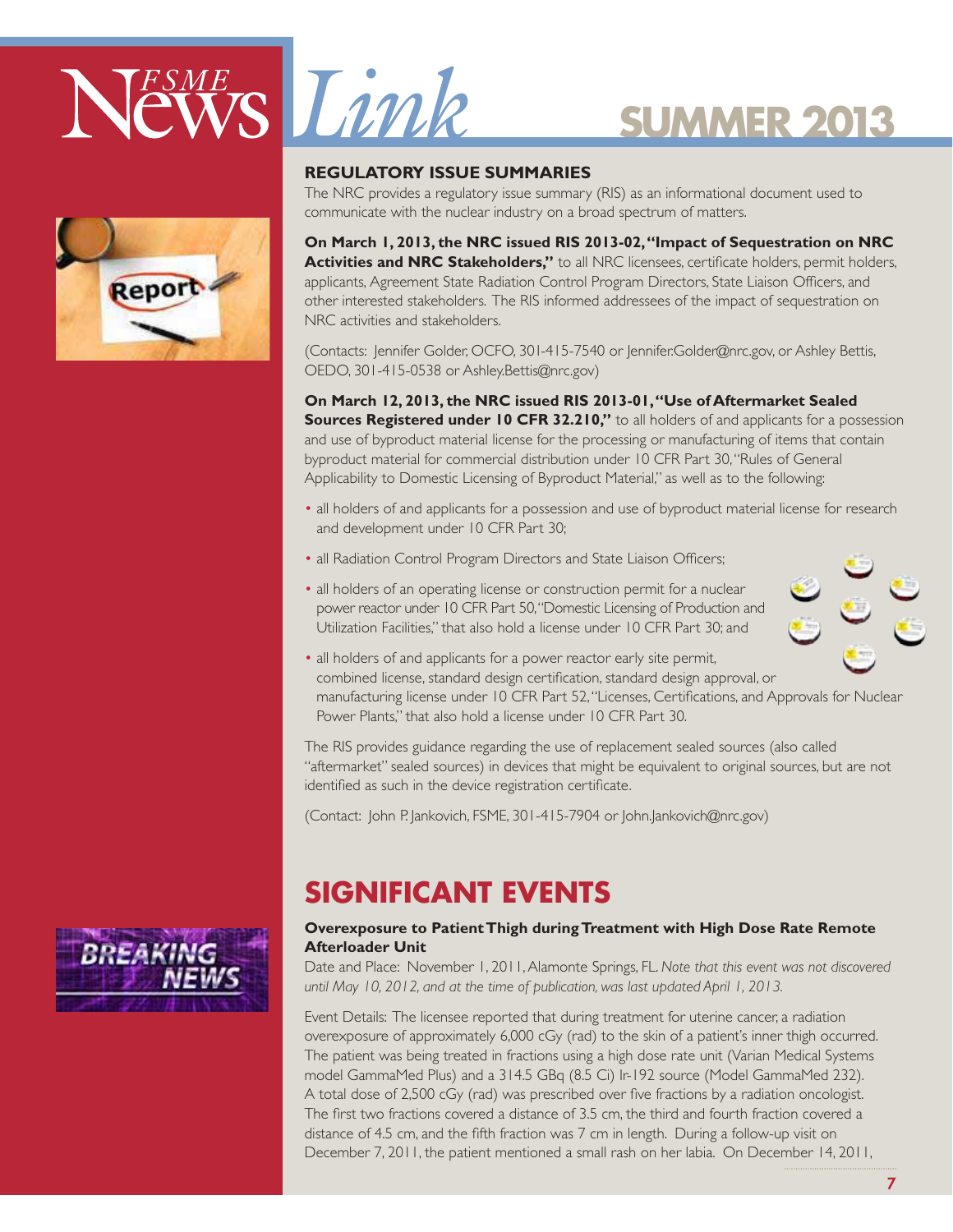## REGULATORY ISSUE SUMMARIES

The NRC provides a regulatory issue summary (RIS) as an informational document used to communicate with the nuclear industry on a broad spectrum of matters.

**On March 1, 2013, the NRC issued RIS 2013-02, "Impact of Sequestration on NRC Activities and NRC Stakeholders,"** to all NRC licensees, certificate holders, permit holders, applicants, Agreement State Radiation Control Program Directors, State Liaison Officers, and other interested stakeholders. The RIS informed addressees of the impact of sequestration on NRC activities and stakeholders.

(Contacts: Jennifer Golder, OCFO, 301-415-7540 or Jennifer.Golder@nrc.gov, or Ashley Bettis, OEDO, 301-415-0538 or Ashley.Bettis@nrc.gov)

**On March 12, 2013, the NRC issued RIS 2013-01, "Use of Aftermarket Sealed Sources Registered under 10 CFR 32.210,"** to all holders of and applicants for a possession and use of byproduct material license for the processing or manufacturing of items that contain byproduct material for commercial distribution under 10 CFR Part 30, "Rules of General Applicability to Domestic Licensing of Byproduct Material," as well as to the following:

- all holders of and applicants for a possession and use of byproduct material license for research and development under 10 CFR Part 30;
- all Radiation Control Program Directors and State Liaison Officers;
- all holders of an operating license or construction permit for a nuclear power reactor under 10 CFR Part 50, "Domestic Licensing of Production and Utilization Facilities," that also hold a license under 10 CFR Part 30; and
- all holders of and applicants for a power reactor early site permit, combined license, standard design certification, standard design approval, or manufacturing license under 10 CFR Part 52, "Licenses, Certifications, and Approvals for Nuclear Power Plants," that also hold a license under 10 CFR Part 30.

The RIS provides guidance regarding the use of replacement sealed sources (also called "aftermarket" sealed sources) in devices that might be equivalent to original sources, but are not identified as such in the device registration certificate.

(Contact: John P. Jankovich, FSME, 301-415-7904 or John.Jankovich@nrc.gov)

# SIGNIFICANT EVENTS

### Overexposure to Patient Thigh during Treatment with High Dose Rate Remote Afterloader Unit

Date and Place: November 1, 2011, Alamonte Springs, FL. *Note that this event was not discovered until May 10, 2012, and at the time of publication, was last updated April 1, 2013.*

Event Details: The licensee reported that during treatment for uterine cancer, a radiation overexposure of approximately 6,000 cGy (rad) to the skin of a patient's inner thigh occurred. The patient was being treated in fractions using a high dose rate unit (Varian Medical Systems model GammaMed Plus) and a 314.5 GBq (8.5 Ci) Ir-192 source (Model GammaMed 232). A total dose of 2,500 cGy (rad) was prescribed over five fractions by a radiation oncologist. The first two fractions covered a distance of 3.5 cm, the third and fourth fraction covered a distance of 4.5 cm, and the fifth fraction was 7 cm in length. During a follow-up visit on December 7, 2011, the patient mentioned a small rash on her labia. On December 14, 2011,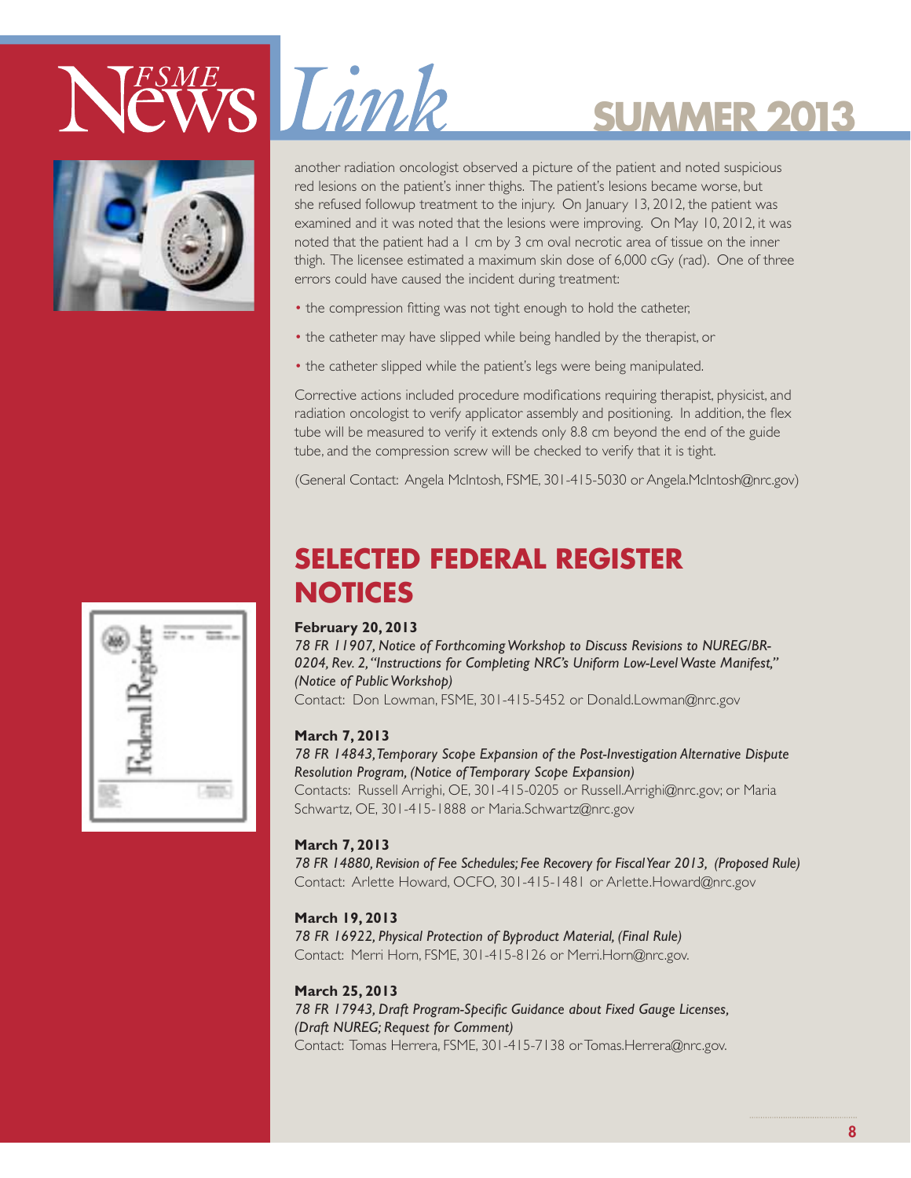another radiation oncologist observed a picture of the patient and noted suspicious red lesions on the patient's inner thighs. The patient's lesions became worse, but she refused followup treatment to the injury. On January 13, 2012, the patient was examined and it was noted that the lesions were improving. On May 10, 2012, it was noted that the patient had a 1 cm by 3 cm oval necrotic area of tissue on the inner thigh. The licensee estimated a maximum skin dose of 6,000 cGy (rad). One of three errors could have caused the incident during treatment:

- the compression fitting was not tight enough to hold the catheter,
- the catheter may have slipped while being handled by the therapist, or
- the catheter slipped while the patient's legs were being manipulated.

Corrective actions included procedure modifications requiring therapist, physicist, and radiation oncologist to verify applicator assembly and positioning. In addition, the flex tube will be measured to verify it extends only 8.8 cm beyond the end of the guide tube, and the compression screw will be checked to verify that it is tight.

(General Contact: Angela McIntosh, FSME, 301-415-5030 or Angela.McIntosh@nrc.gov)

## SELECTED FEDERAL REGISTER NOTICES

**February 20, 2013**
*78 FR 11907, Notice of Forthcoming Workshop to Discuss Revisions to NUREG/BR-0204, Rev. 2, "Instructions for Completing NRC's Uniform Low-Level Waste Manifest," (Notice of Public Workshop)*
Contact: Don Lowman, FSME, 301-415-5452 or Donald.Lowman@nrc.gov

**March 7, 2013**
*78 FR 14843, Temporary Scope Expansion of the Post-Investigation Alternative Dispute Resolution Program, (Notice of Temporary Scope Expansion)*
Contacts: Russell Arrighi, OE, 301-415-0205 or Russell.Arrighi@nrc.gov; or Maria Schwartz, OE, 301-415-1888 or Maria.Schwartz@nrc.gov

**March 7, 2013**
*78 FR 14880, Revision of Fee Schedules; Fee Recovery for Fiscal Year 2013, (Proposed Rule)*
Contact: Arlette Howard, OCFO, 301-415-1481 or Arlette.Howard@nrc.gov

**March 19, 2013**
*78 FR 16922, Physical Protection of Byproduct Material, (Final Rule)*
Contact: Merri Horn, FSME, 301-415-8126 or Merri.Horn@nrc.gov.

**March 25, 2013**
*78 FR 17943, Draft Program-Specific Guidance about Fixed Gauge Licenses, (Draft NUREG; Request for Comment)*
Contact: Tomas Herrera, FSME, 301-415-7138 or Tomas.Herrera@nrc.gov.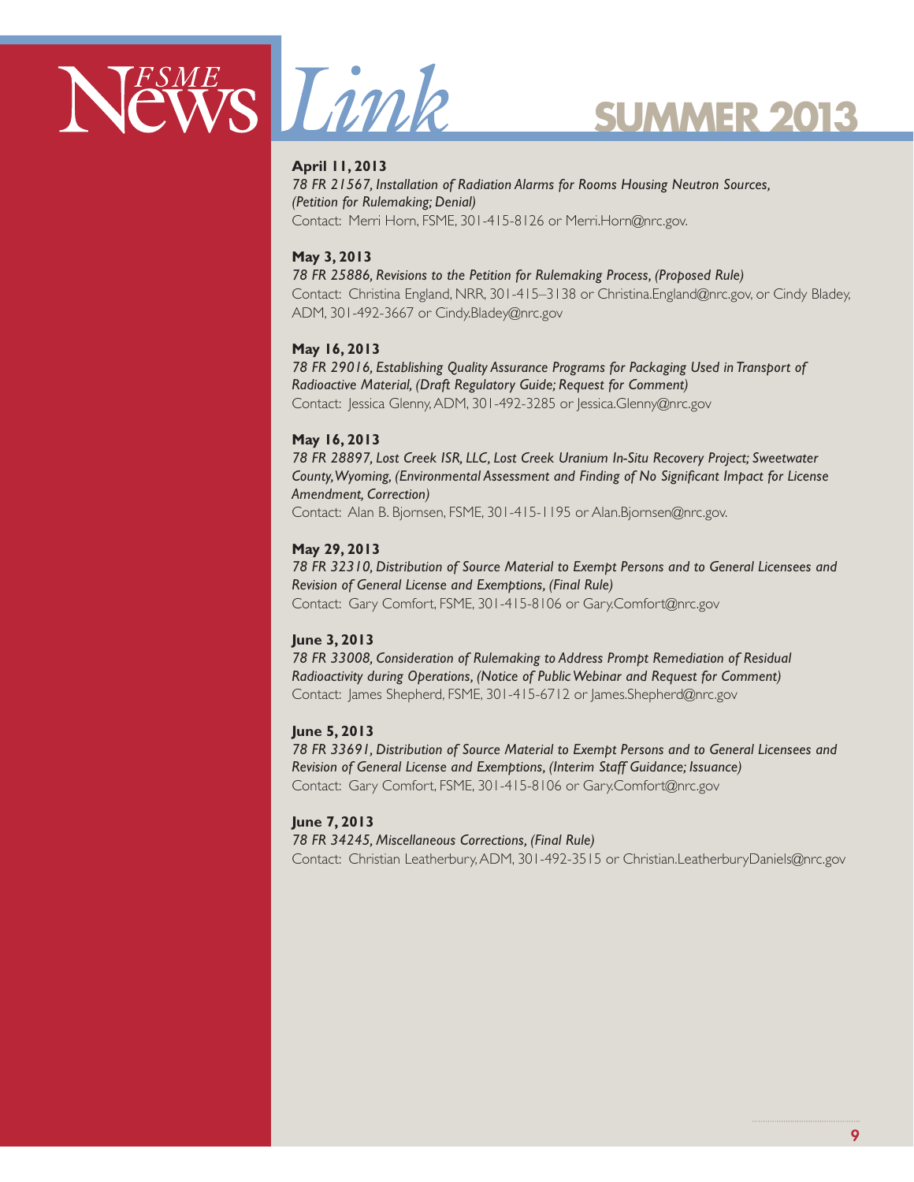**April 11, 2013**
*78 FR 21567, Installation of Radiation Alarms for Rooms Housing Neutron Sources, (Petition for Rulemaking; Denial)*
Contact: Merri Horn, FSME, 301-415-8126 or Merri.Horn@nrc.gov.

**May 3, 2013**
*78 FR 25886, Revisions to the Petition for Rulemaking Process, (Proposed Rule)*
Contact: Christina England, NRR, 301-415–3138 or Christina.England@nrc.gov, or Cindy Bladey, ADM, 301-492-3667 or Cindy.Bladey@nrc.gov

**May 16, 2013**
*78 FR 29016, Establishing Quality Assurance Programs for Packaging Used in Transport of Radioactive Material, (Draft Regulatory Guide; Request for Comment)*
Contact: Jessica Glenny, ADM, 301-492-3285 or Jessica.Glenny@nrc.gov

**May 16, 2013**
*78 FR 28897, Lost Creek ISR, LLC, Lost Creek Uranium In-Situ Recovery Project; Sweetwater County, Wyoming, (Environmental Assessment and Finding of No Significant Impact for License Amendment, Correction)*
Contact: Alan B. Bjornsen, FSME, 301-415-1195 or Alan.Bjornsen@nrc.gov.

**May 29, 2013**
*78 FR 32310, Distribution of Source Material to Exempt Persons and to General Licensees and Revision of General License and Exemptions, (Final Rule)*
Contact: Gary Comfort, FSME, 301-415-8106 or Gary.Comfort@nrc.gov

**June 3, 2013**
*78 FR 33008, Consideration of Rulemaking to Address Prompt Remediation of Residual Radioactivity during Operations, (Notice of Public Webinar and Request for Comment)*
Contact: James Shepherd, FSME, 301-415-6712 or James.Shepherd@nrc.gov

**June 5, 2013**
*78 FR 33691, Distribution of Source Material to Exempt Persons and to General Licensees and Revision of General License and Exemptions, (Interim Staff Guidance; Issuance)*
Contact: Gary Comfort, FSME, 301-415-8106 or Gary.Comfort@nrc.gov

**June 7, 2013**
*78 FR 34245, Miscellaneous Corrections, (Final Rule)*
Contact: Christian Leatherbury, ADM, 301-492-3515 or Christian.LeatherburyDaniels@nrc.gov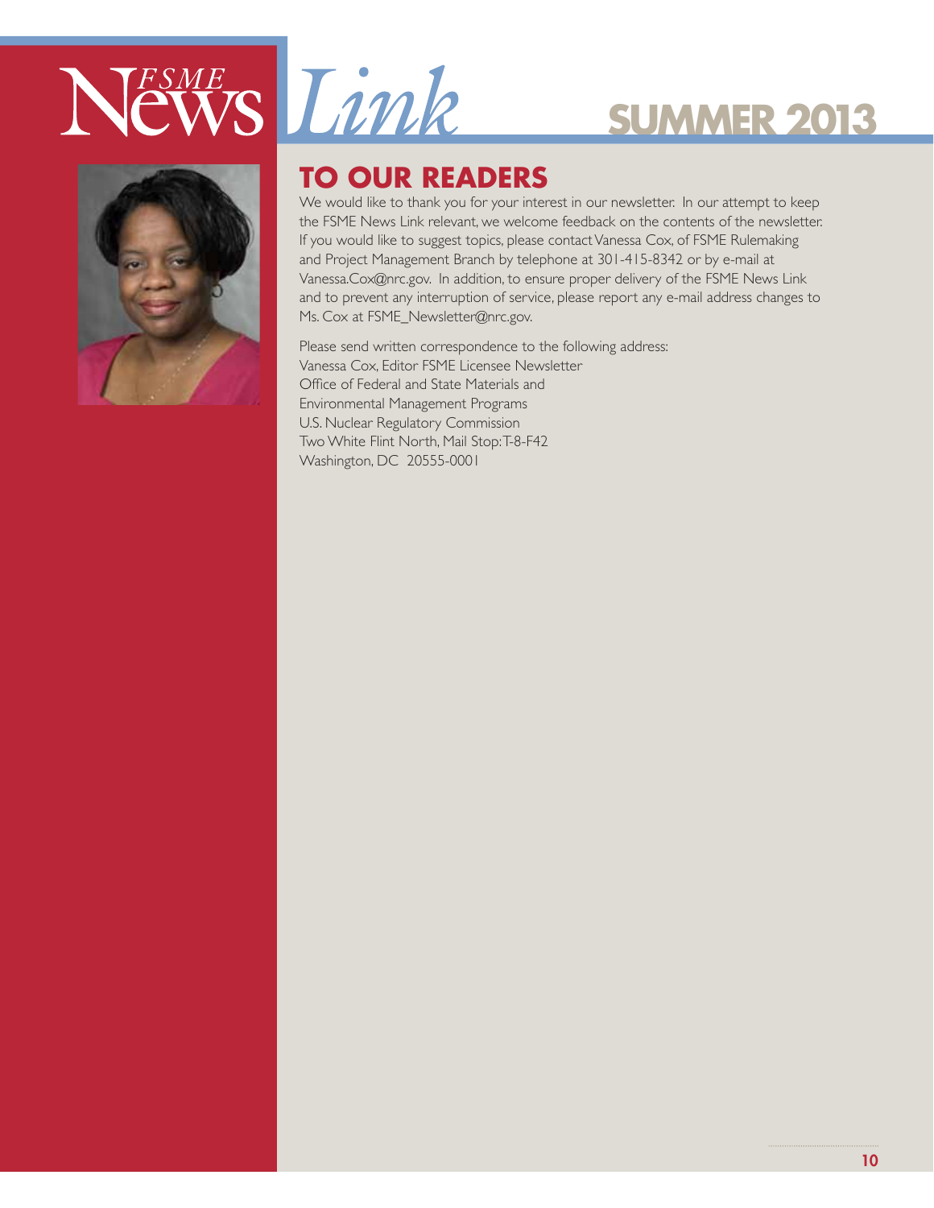# FSME News Link

## SUMMER 2013

## TO OUR READERS

We would like to thank you for your interest in our newsletter. In our attempt to keep the FSME News Link relevant, we welcome feedback on the contents of the newsletter. If you would like to suggest topics, please contact Vanessa Cox, of FSME Rulemaking and Project Management Branch by telephone at 301-415-8342 or by e-mail at Vanessa.Cox@nrc.gov. In addition, to ensure proper delivery of the FSME News Link and to prevent any interruption of service, please report any e-mail address changes to Ms. Cox at FSME_Newsletter@nrc.gov.

Please send written correspondence to the following address:
Vanessa Cox, Editor FSME Licensee Newsletter
Office of Federal and State Materials and
Environmental Management Programs
U.S. Nuclear Regulatory Commission
Two White Flint North, Mail Stop: T-8-F42
Washington, DC 20555-0001